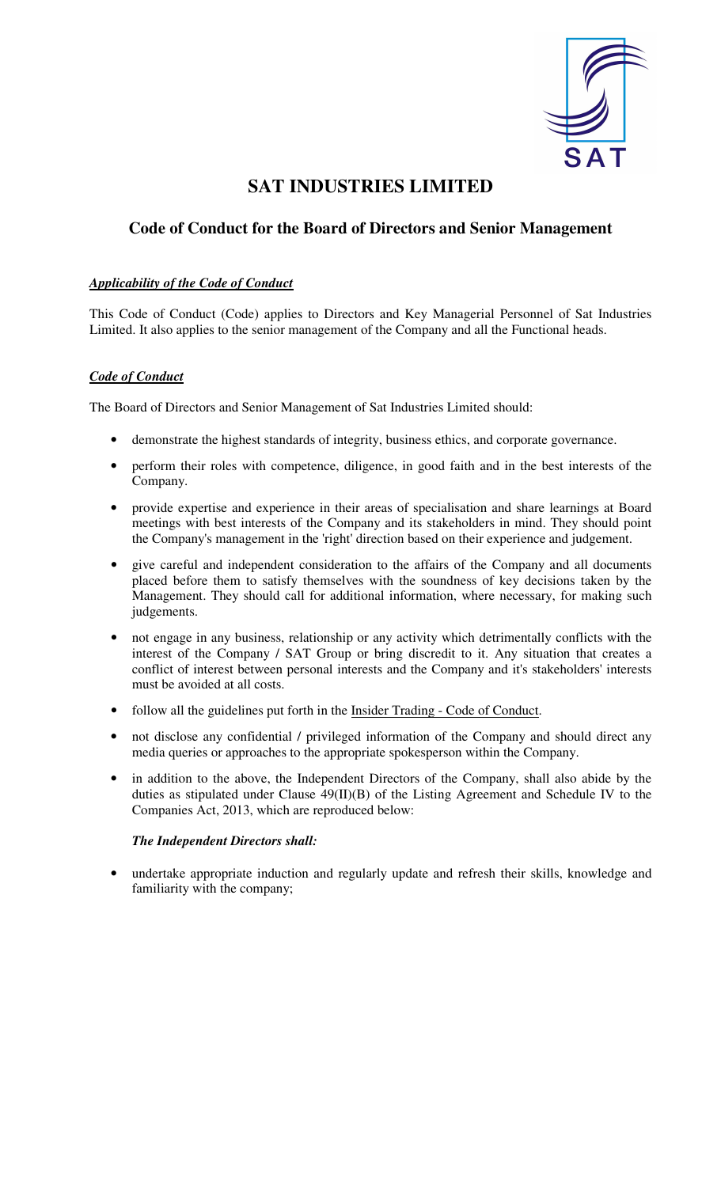# SAT INDUSTRIES LIMITED

## Code of Conduct for the Board of Directors and Senior Management

***Applicability of the Code of Conduct***

This Code of Conduct (Code) applies to Directors and Key Managerial Personnel of Sat Industries Limited. It also applies to the senior management of the Company and all the Functional heads.

***Code of Conduct***

The Board of Directors and Senior Management of Sat Industries Limited should:

- demonstrate the highest standards of integrity, business ethics, and corporate governance.
- perform their roles with competence, diligence, in good faith and in the best interests of the Company.
- provide expertise and experience in their areas of specialisation and share learnings at Board meetings with best interests of the Company and its stakeholders in mind. They should point the Company's management in the 'right' direction based on their experience and judgement.
- give careful and independent consideration to the affairs of the Company and all documents placed before them to satisfy themselves with the soundness of key decisions taken by the Management. They should call for additional information, where necessary, for making such judgements.
- not engage in any business, relationship or any activity which detrimentally conflicts with the interest of the Company / SAT Group or bring discredit to it. Any situation that creates a conflict of interest between personal interests and the Company and it's stakeholders' interests must be avoided at all costs.
- follow all the guidelines put forth in the Insider Trading - Code of Conduct.
- not disclose any confidential / privileged information of the Company and should direct any media queries or approaches to the appropriate spokesperson within the Company.
- in addition to the above, the Independent Directors of the Company, shall also abide by the duties as stipulated under Clause 49(II)(B) of the Listing Agreement and Schedule IV to the Companies Act, 2013, which are reproduced below:

  ***The Independent Directors shall:***

- undertake appropriate induction and regularly update and refresh their skills, knowledge and familiarity with the company;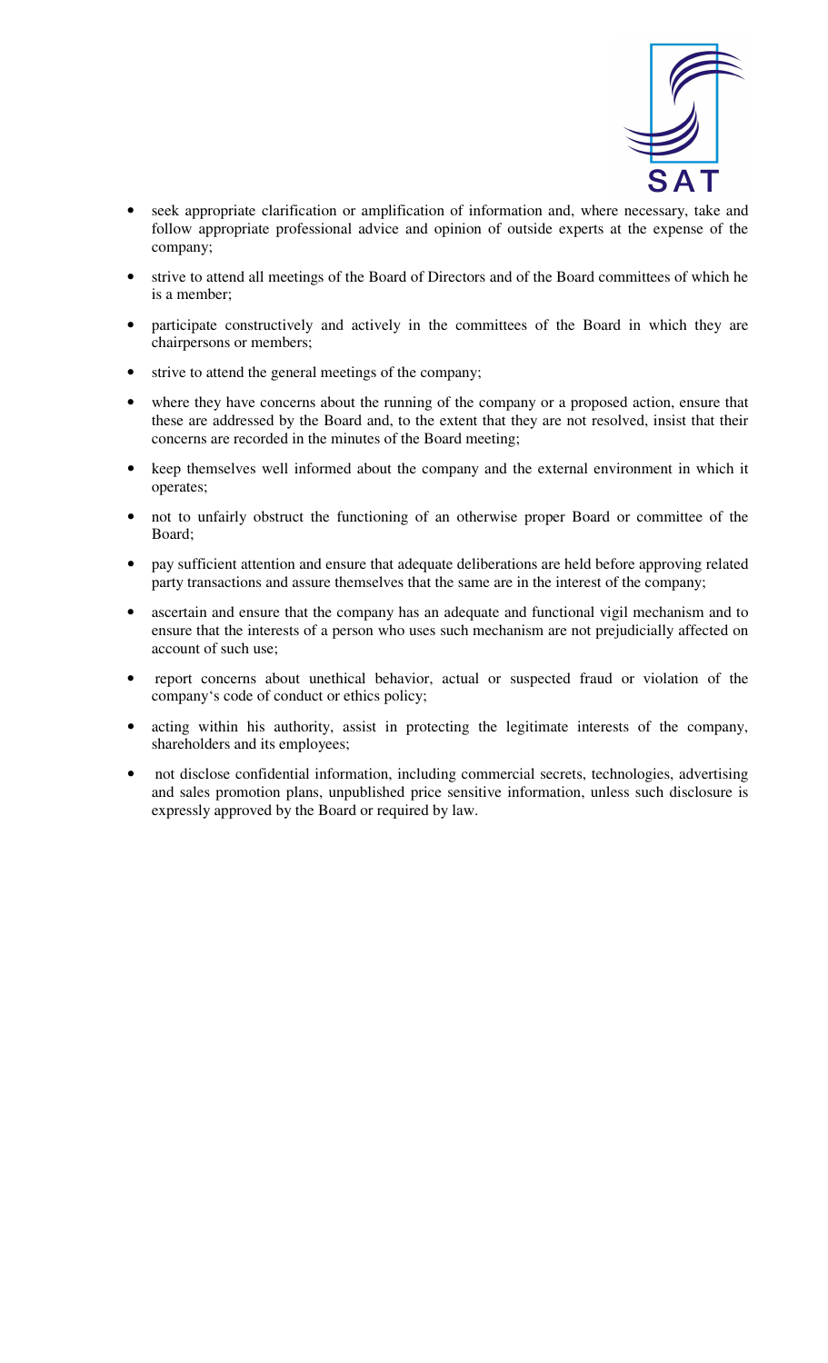- seek appropriate clarification or amplification of information and, where necessary, take and follow appropriate professional advice and opinion of outside experts at the expense of the company;

- strive to attend all meetings of the Board of Directors and of the Board committees of which he is a member;

- participate constructively and actively in the committees of the Board in which they are chairpersons or members;

- strive to attend the general meetings of the company;

- where they have concerns about the running of the company or a proposed action, ensure that these are addressed by the Board and, to the extent that they are not resolved, insist that their concerns are recorded in the minutes of the Board meeting;

- keep themselves well informed about the company and the external environment in which it operates;

- not to unfairly obstruct the functioning of an otherwise proper Board or committee of the Board;

- pay sufficient attention and ensure that adequate deliberations are held before approving related party transactions and assure themselves that the same are in the interest of the company;

- ascertain and ensure that the company has an adequate and functional vigil mechanism and to ensure that the interests of a person who uses such mechanism are not prejudicially affected on account of such use;

- report concerns about unethical behavior, actual or suspected fraud or violation of the company's code of conduct or ethics policy;

- acting within his authority, assist in protecting the legitimate interests of the company, shareholders and its employees;

- not disclose confidential information, including commercial secrets, technologies, advertising and sales promotion plans, unpublished price sensitive information, unless such disclosure is expressly approved by the Board or required by law.